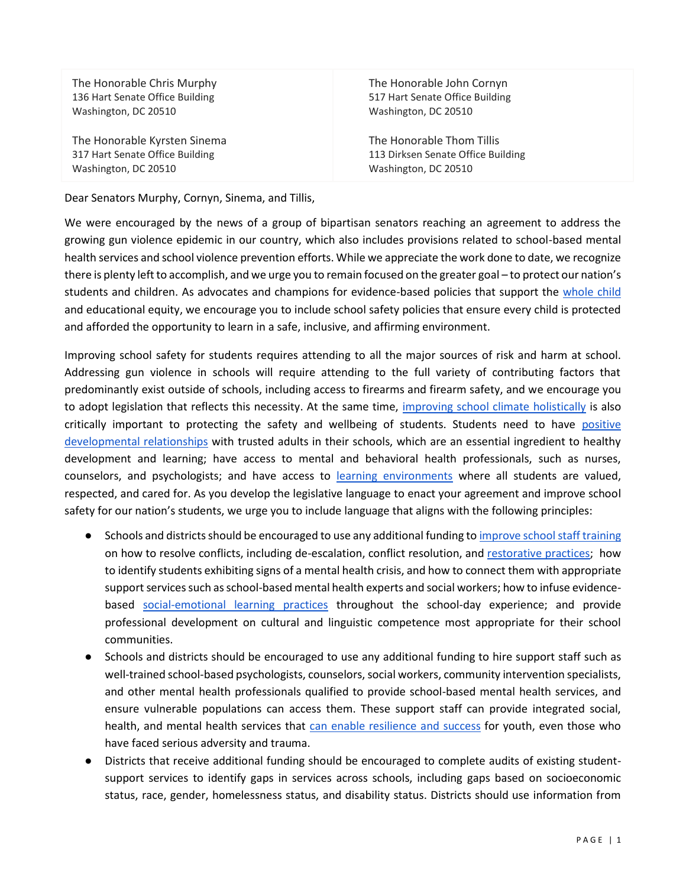| The Honorable Chris Murphy<br>136 Hart Senate Office Building<br>Washington, DC 20510 | The Honorable John Cornyn<br>517 Hart Senate Office Building<br>Washington, DC 20510 |
| --- | --- |
| The Honorable Kyrsten Sinema<br>317 Hart Senate Office Building<br>Washington, DC 20510 | The Honorable Thom Tillis<br>113 Dirksen Senate Office Building<br>Washington, DC 20510 |

Dear Senators Murphy, Cornyn, Sinema, and Tillis,

We were encouraged by the news of a group of bipartisan senators reaching an agreement to address the growing gun violence epidemic in our country, which also includes provisions related to school-based mental health services and school violence prevention efforts. While we appreciate the work done to date, we recognize there is plenty left to accomplish, and we urge you to remain focused on the greater goal – to protect our nation's students and children. As advocates and champions for evidence-based policies that support the whole child and educational equity, we encourage you to include school safety policies that ensure every child is protected and afforded the opportunity to learn in a safe, inclusive, and affirming environment.

Improving school safety for students requires attending to all the major sources of risk and harm at school. Addressing gun violence in schools will require attending to the full variety of contributing factors that predominantly exist outside of schools, including access to firearms and firearm safety, and we encourage you to adopt legislation that reflects this necessity. At the same time, improving school climate holistically is also critically important to protecting the safety and wellbeing of students. Students need to have positive developmental relationships with trusted adults in their schools, which are an essential ingredient to healthy development and learning; have access to mental and behavioral health professionals, such as nurses, counselors, and psychologists; and have access to learning environments where all students are valued, respected, and cared for. As you develop the legislative language to enact your agreement and improve school safety for our nation's students, we urge you to include language that aligns with the following principles:

- Schools and districts should be encouraged to use any additional funding to improve school staff training on how to resolve conflicts, including de-escalation, conflict resolution, and restorative practices; how to identify students exhibiting signs of a mental health crisis, and how to connect them with appropriate support services such as school-based mental health experts and social workers; how to infuse evidence-based social-emotional learning practices throughout the school-day experience; and provide professional development on cultural and linguistic competence most appropriate for their school communities.
- Schools and districts should be encouraged to use any additional funding to hire support staff such as well-trained school-based psychologists, counselors, social workers, community intervention specialists, and other mental health professionals qualified to provide school-based mental health services, and ensure vulnerable populations can access them. These support staff can provide integrated social, health, and mental health services that can enable resilience and success for youth, even those who have faced serious adversity and trauma.
- Districts that receive additional funding should be encouraged to complete audits of existing student-support services to identify gaps in services across schools, including gaps based on socioeconomic status, race, gender, homelessness status, and disability status. Districts should use information from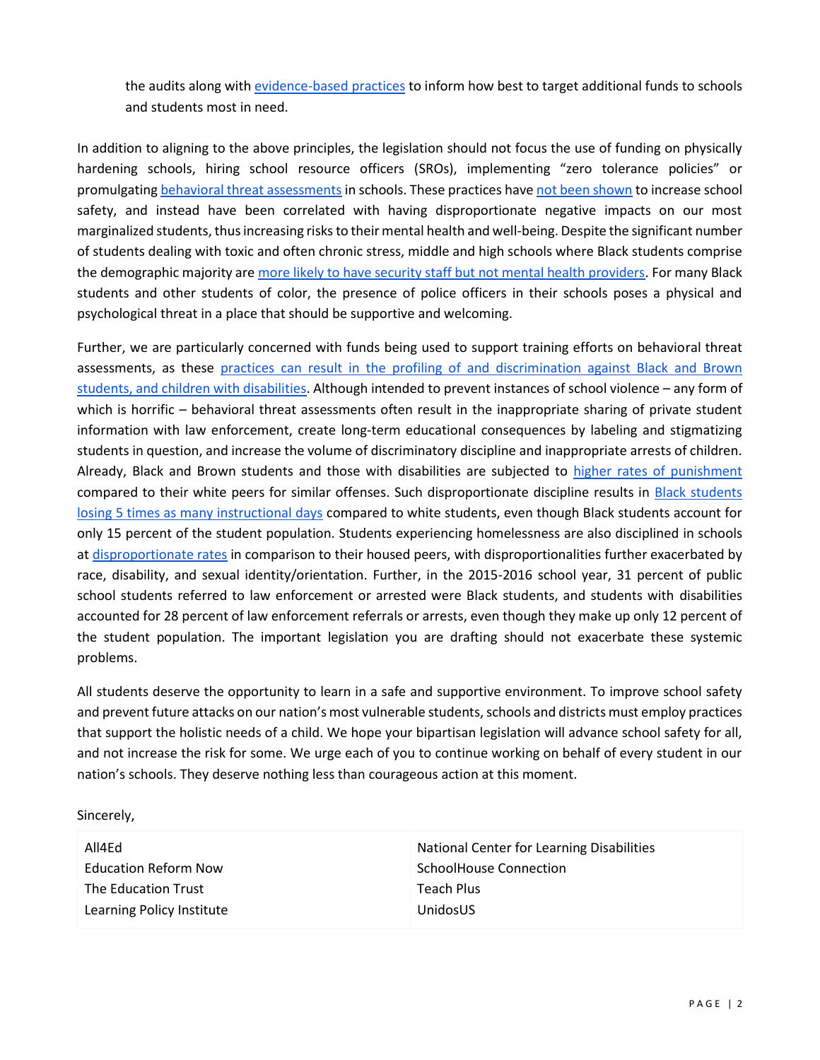the audits along with evidence-based practices to inform how best to target additional funds to schools and students most in need.

In addition to aligning to the above principles, the legislation should not focus the use of funding on physically hardening schools, hiring school resource officers (SROs), implementing "zero tolerance policies" or promulgating behavioral threat assessments in schools. These practices have not been shown to increase school safety, and instead have been correlated with having disproportionate negative impacts on our most marginalized students, thus increasing risks to their mental health and well-being. Despite the significant number of students dealing with toxic and often chronic stress, middle and high schools where Black students comprise the demographic majority are more likely to have security staff but not mental health providers. For many Black students and other students of color, the presence of police officers in their schools poses a physical and psychological threat in a place that should be supportive and welcoming.

Further, we are particularly concerned with funds being used to support training efforts on behavioral threat assessments, as these practices can result in the profiling of and discrimination against Black and Brown students, and children with disabilities. Although intended to prevent instances of school violence – any form of which is horrific – behavioral threat assessments often result in the inappropriate sharing of private student information with law enforcement, create long-term educational consequences by labeling and stigmatizing students in question, and increase the volume of discriminatory discipline and inappropriate arrests of children. Already, Black and Brown students and those with disabilities are subjected to higher rates of punishment compared to their white peers for similar offenses. Such disproportionate discipline results in Black students losing 5 times as many instructional days compared to white students, even though Black students account for only 15 percent of the student population. Students experiencing homelessness are also disciplined in schools at disproportionate rates in comparison to their housed peers, with disproportionalities further exacerbated by race, disability, and sexual identity/orientation. Further, in the 2015-2016 school year, 31 percent of public school students referred to law enforcement or arrested were Black students, and students with disabilities accounted for 28 percent of law enforcement referrals or arrests, even though they make up only 12 percent of the student population. The important legislation you are drafting should not exacerbate these systemic problems.

All students deserve the opportunity to learn in a safe and supportive environment. To improve school safety and prevent future attacks on our nation's most vulnerable students, schools and districts must employ practices that support the holistic needs of a child. We hope your bipartisan legislation will advance school safety for all, and not increase the risk for some. We urge each of you to continue working on behalf of every student in our nation's schools. They deserve nothing less than courageous action at this moment.

Sincerely,

All4Ed
Education Reform Now
The Education Trust
Learning Policy Institute
National Center for Learning Disabilities
SchoolHouse Connection
Teach Plus
UnidosUS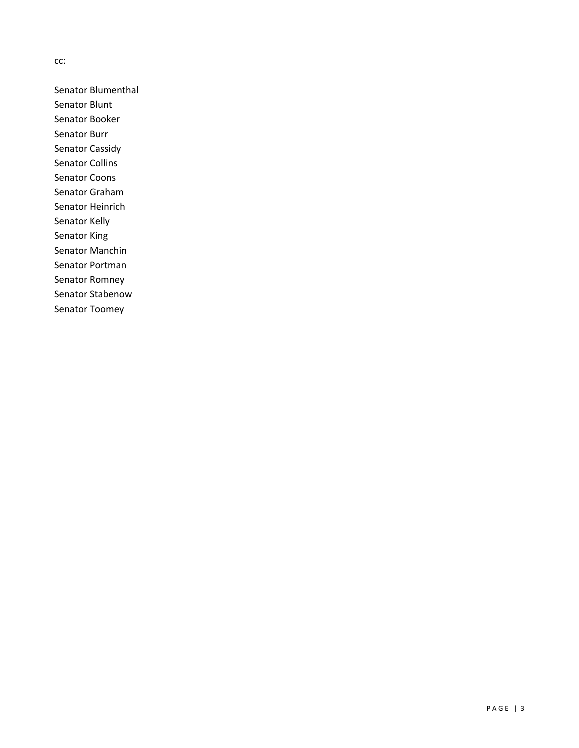cc:

Senator Blumenthal
Senator Blunt
Senator Booker
Senator Burr
Senator Cassidy
Senator Collins
Senator Coons
Senator Graham
Senator Heinrich
Senator Kelly
Senator King
Senator Manchin
Senator Portman
Senator Romney
Senator Stabenow
Senator Toomey